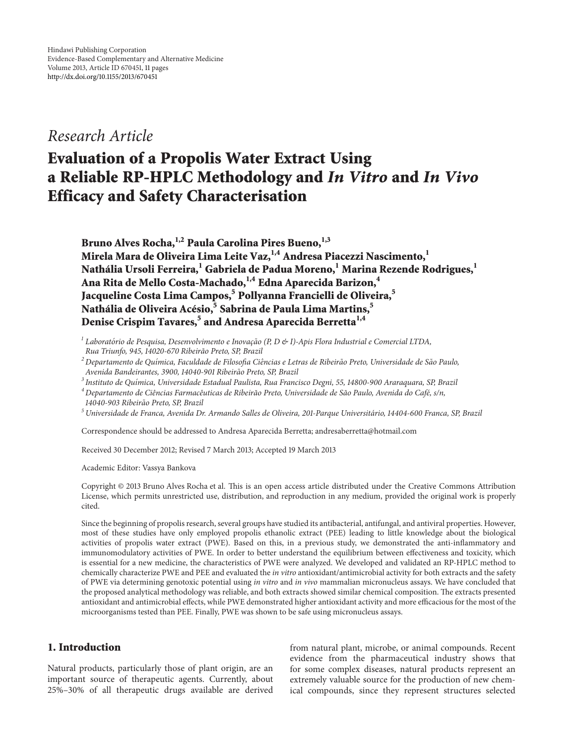Hindawi Publishing Corporation
Evidence-Based Complementary and Alternative Medicine
Volume 2013, Article ID 670451, 11 pages
http://dx.doi.org/10.1155/2013/670451

*Research Article*

# Evaluation of a Propolis Water Extract Using a Reliable RP-HPLC Methodology and *In Vitro* and *In Vivo* Efficacy and Safety Characterisation

**Bruno Alves Rocha,[1,2] Paula Carolina Pires Bueno,[1,3] Mirela Mara de Oliveira Lima Leite Vaz,[1,4] Andresa Piacezzi Nascimento,[1] Nathália Ursoli Ferreira,[1] Gabriela de Padua Moreno,[1] Marina Rezende Rodrigues,[1] Ana Rita de Mello Costa-Machado,[1,4] Edna Aparecida Barizon,[4] Jacqueline Costa Lima Campos,[5] Pollyanna Francielli de Oliveira,[5] Nathália de Oliveira Acésio,[5] Sabrina de Paula Lima Martins,[5] Denise Crispim Tavares,[5] and Andresa Aparecida Berretta[1,4]**

[1] *Laboratório de Pesquisa, Desenvolvimento e Inovação (P, D & I)-Apis Flora Industrial e Comercial LTDA, Rua Triunfo, 945, 14020-670 Ribeirão Preto, SP, Brazil*
[2] *Departamento de Química, Faculdade de Filosofia Ciências e Letras de Ribeirão Preto, Universidade de São Paulo, Avenida Bandeirantes, 3900, 14040-901 Ribeirão Preto, SP, Brazil*
[3] *Instituto de Química, Universidade Estadual Paulista, Rua Francisco Degni, 55, 14800-900 Araraquara, SP, Brazil*
[4] *Departamento de Ciências Farmacêuticas de Ribeirão Preto, Universidade de São Paulo, Avenida do Café, s/n, 14040-903 Ribeirão Preto, SP, Brazil*
[5] *Universidade de Franca, Avenida Dr. Armando Salles de Oliveira, 201-Parque Universitário, 14404-600 Franca, SP, Brazil*

Correspondence should be addressed to Andresa Aparecida Berretta; andresaberretta@hotmail.com

Received 30 December 2012; Revised 7 March 2013; Accepted 19 March 2013

Academic Editor: Vassya Bankova

Copyright © 2013 Bruno Alves Rocha et al. This is an open access article distributed under the Creative Commons Attribution License, which permits unrestricted use, distribution, and reproduction in any medium, provided the original work is properly cited.

Since the beginning of propolis research, several groups have studied its antibacterial, antifungal, and antiviral properties. However, most of these studies have only employed propolis ethanolic extract (PEE) leading to little knowledge about the biological activities of propolis water extract (PWE). Based on this, in a previous study, we demonstrated the anti-inflammatory and immunomodulatory activities of PWE. In order to better understand the equilibrium between effectiveness and toxicity, which is essential for a new medicine, the characteristics of PWE were analyzed. We developed and validated an RP-HPLC method to chemically characterize PWE and PEE and evaluated the *in vitro* antioxidant/antimicrobial activity for both extracts and the safety of PWE via determining genotoxic potential using *in vitro* and *in vivo* mammalian micronucleus assays. We have concluded that the proposed analytical methodology was reliable, and both extracts showed similar chemical composition. The extracts presented antioxidant and antimicrobial effects, while PWE demonstrated higher antioxidant activity and more efficacious for the most of the microorganisms tested than PEE. Finally, PWE was shown to be safe using micronucleus assays.

## 1. Introduction

Natural products, particularly those of plant origin, are an important source of therapeutic agents. Currently, about 25%–30% of all therapeutic drugs available are derived from natural plant, microbe, or animal compounds. Recent evidence from the pharmaceutical industry shows that for some complex diseases, natural products represent an extremely valuable source for the production of new chemical compounds, since they represent structures selected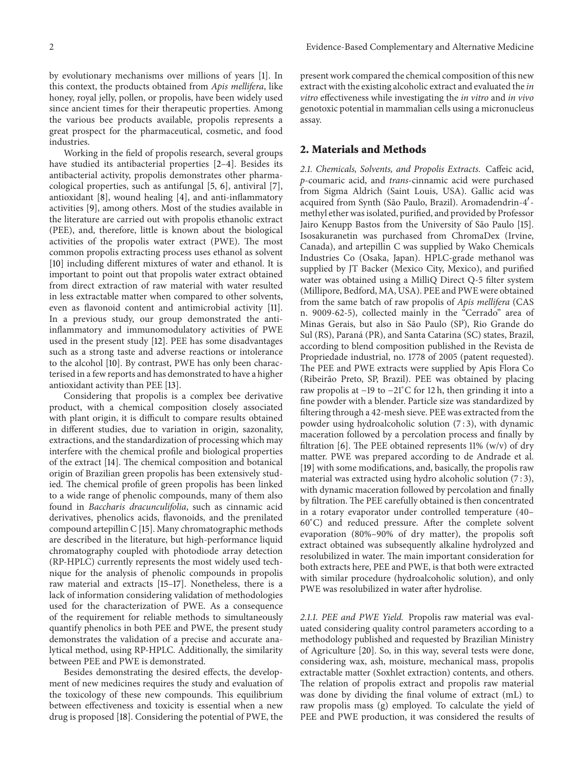by evolutionary mechanisms over millions of years [1]. In this context, the products obtained from *Apis mellifera*, like honey, royal jelly, pollen, or propolis, have been widely used since ancient times for their therapeutic properties. Among the various bee products available, propolis represents a great prospect for the pharmaceutical, cosmetic, and food industries.

Working in the field of propolis research, several groups have studied its antibacterial properties [2–4]. Besides its antibacterial activity, propolis demonstrates other pharmacological properties, such as antifungal [5, 6], antiviral [7], antioxidant [8], wound healing [4], and anti-inflammatory activities [9], among others. Most of the studies available in the literature are carried out with propolis ethanolic extract (PEE), and, therefore, little is known about the biological activities of the propolis water extract (PWE). The most common propolis extracting process uses ethanol as solvent [10] including different mixtures of water and ethanol. It is important to point out that propolis water extract obtained from direct extraction of raw material with water resulted in less extractable matter when compared to other solvents, even as flavonoid content and antimicrobial activity [11]. In a previous study, our group demonstrated the anti-inflammatory and immunomodulatory activities of PWE used in the present study [12]. PEE has some disadvantages such as a strong taste and adverse reactions or intolerance to the alcohol [10]. By contrast, PWE has only been characterised in a few reports and has demonstrated to have a higher antioxidant activity than PEE [13].

Considering that propolis is a complex bee derivative product, with a chemical composition closely associated with plant origin, it is difficult to compare results obtained in different studies, due to variation in origin, sazonality, extractions, and the standardization of processing which may interfere with the chemical profile and biological properties of the extract [14]. The chemical composition and botanical origin of Brazilian green propolis has been extensively studied. The chemical profile of green propolis has been linked to a wide range of phenolic compounds, many of them also found in *Baccharis dracunculifolia*, such as cinnamic acid derivatives, phenolics acids, flavonoids, and the prenilated compound artepillin C [15]. Many chromatographic methods are described in the literature, but high-performance liquid chromatography coupled with photodiode array detection (RP-HPLC) currently represents the most widely used technique for the analysis of phenolic compounds in propolis raw material and extracts [15–17]. Nonetheless, there is a lack of information considering validation of methodologies used for the characterization of PWE. As a consequence of the requirement for reliable methods to simultaneously quantify phenolics in both PEE and PWE, the present study demonstrates the validation of a precise and accurate analytical method, using RP-HPLC. Additionally, the similarity between PEE and PWE is demonstrated.

Besides demonstrating the desired effects, the development of new medicines requires the study and evaluation of the toxicology of these new compounds. This equilibrium between effectiveness and toxicity is essential when a new drug is proposed [18]. Considering the potential of PWE, the present work compared the chemical composition of this new extract with the existing alcoholic extract and evaluated the *in vitro* effectiveness while investigating the *in vitro* and *in vivo* genotoxic potential in mammalian cells using a micronucleus assay.

## 2. Materials and Methods

*2.1. Chemicals, Solvents, and Propolis Extracts.* Caffeic acid, *p*-coumaric acid, and *trans*-cinnamic acid were purchased from Sigma Aldrich (Saint Louis, USA). Gallic acid was acquired from Synth (São Paulo, Brazil). Aromadendrin-4′-methyl ether was isolated, purified, and provided by Professor Jairo Kenupp Bastos from the University of São Paulo [15]. Isosakuranetin was purchased from ChromaDex (Irvine, Canada), and artepillin C was supplied by Wako Chemicals Industries Co (Osaka, Japan). HPLC-grade methanol was supplied by JT Backer (Mexico City, Mexico), and purified water was obtained using a MilliQ Direct Q-5 filter system (Millipore, Bedford, MA, USA). PEE and PWE were obtained from the same batch of raw propolis of *Apis mellifera* (CAS n. 9009-62-5), collected mainly in the "Cerrado" area of Minas Gerais, but also in São Paulo (SP), Rio Grande do Sul (RS), Paraná (PR), and Santa Catarina (SC) states, Brazil, according to blend composition published in the Revista de Propriedade industrial, no. 1778 of 2005 (patent requested). The PEE and PWE extracts were supplied by Apis Flora Co (Ribeirão Preto, SP, Brazil). PEE was obtained by placing raw propolis at −19 to −21°C for 12 h, then grinding it into a fine powder with a blender. Particle size was standardized by filtering through a 42-mesh sieve. PEE was extracted from the powder using hydroalcoholic solution (7 : 3), with dynamic maceration followed by a percolation process and finally by filtration [6]. The PEE obtained represents 11% (w/v) of dry matter. PWE was prepared according to de Andrade et al. [19] with some modifications, and, basically, the propolis raw material was extracted using hydro alcoholic solution (7 : 3), with dynamic maceration followed by percolation and finally by filtration. The PEE carefully obtained is then concentrated in a rotary evaporator under controlled temperature (40–60°C) and reduced pressure. After the complete solvent evaporation (80%–90% of dry matter), the propolis soft extract obtained was subsequently alkaline hydrolyzed and resolubilized in water. The main important consideration for both extracts here, PEE and PWE, is that both were extracted with similar procedure (hydroalcoholic solution), and only PWE was resolubilized in water after hydrolise.

*2.1.1. PEE and PWE Yield.* Propolis raw material was evaluated considering quality control parameters according to a methodology published and requested by Brazilian Ministry of Agriculture [20]. So, in this way, several tests were done, considering wax, ash, moisture, mechanical mass, propolis extractable matter (Soxhlet extraction) contents, and others. The relation of propolis extract and propolis raw material was done by dividing the final volume of extract (mL) to raw propolis mass (g) employed. To calculate the yield of PEE and PWE production, it was considered the results of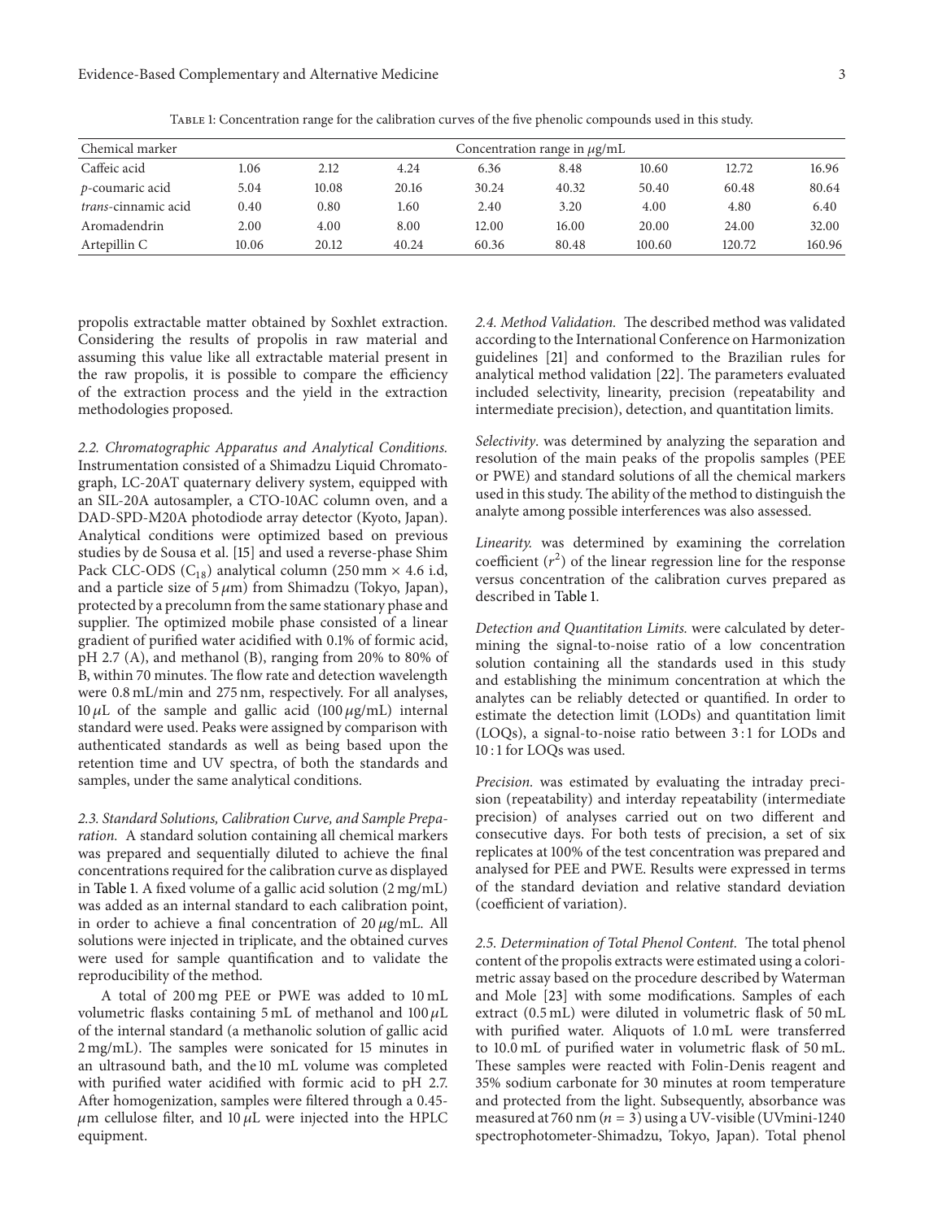Table 1: Concentration range for the calibration curves of the five phenolic compounds used in this study.

| Chemical marker | Concentration range in $\mu$g/mL | | | | | | | |
|---|---|---|---|---|---|---|---|---|
| Caffeic acid | 1.06 | 2.12 | 4.24 | 6.36 | 8.48 | 10.60 | 12.72 | 16.96 |
| *p*-coumaric acid | 5.04 | 10.08 | 20.16 | 30.24 | 40.32 | 50.40 | 60.48 | 80.64 |
| *trans*-cinnamic acid | 0.40 | 0.80 | 1.60 | 2.40 | 3.20 | 4.00 | 4.80 | 6.40 |
| Aromadendrin | 2.00 | 4.00 | 8.00 | 12.00 | 16.00 | 20.00 | 24.00 | 32.00 |
| Artepillin C | 10.06 | 20.12 | 40.24 | 60.36 | 80.48 | 100.60 | 120.72 | 160.96 |

propolis extractable matter obtained by Soxhlet extraction. Considering the results of propolis in raw material and assuming this value like all extractable material present in the raw propolis, it is possible to compare the efficiency of the extraction process and the yield in the extraction methodologies proposed.

*2.2. Chromatographic Apparatus and Analytical Conditions.* Instrumentation consisted of a Shimadzu Liquid Chromatograph, LC-20AT quaternary delivery system, equipped with an SIL-20A autosampler, a CTO-10AC column oven, and a DAD-SPD-M20A photodiode array detector (Kyoto, Japan). Analytical conditions were optimized based on previous studies by de Sousa et al. [15] and used a reverse-phase Shim Pack CLC-ODS ($C_{18}$) analytical column (250 mm × 4.6 i.d, and a particle size of 5 $\mu$m) from Shimadzu (Tokyo, Japan), protected by a precolumn from the same stationary phase and supplier. The optimized mobile phase consisted of a linear gradient of purified water acidified with 0.1% of formic acid, pH 2.7 (A), and methanol (B), ranging from 20% to 80% of B, within 70 minutes. The flow rate and detection wavelength were 0.8 mL/min and 275 nm, respectively. For all analyses, 10 $\mu$L of the sample and gallic acid (100 $\mu$g/mL) internal standard were used. Peaks were assigned by comparison with authenticated standards as well as being based upon the retention time and UV spectra, of both the standards and samples, under the same analytical conditions.

*2.3. Standard Solutions, Calibration Curve, and Sample Preparation.* A standard solution containing all chemical markers was prepared and sequentially diluted to achieve the final concentrations required for the calibration curve as displayed in Table 1. A fixed volume of a gallic acid solution (2 mg/mL) was added as an internal standard to each calibration point, in order to achieve a final concentration of 20 $\mu$g/mL. All solutions were injected in triplicate, and the obtained curves were used for sample quantification and to validate the reproducibility of the method.

A total of 200 mg PEE or PWE was added to 10 mL volumetric flasks containing 5 mL of methanol and 100 $\mu$L of the internal standard (a methanolic solution of gallic acid 2 mg/mL). The samples were sonicated for 15 minutes in an ultrasound bath, and the 10 mL volume was completed with purified water acidified with formic acid to pH 2.7. After homogenization, samples were filtered through a 0.45-$\mu$m cellulose filter, and 10 $\mu$L were injected into the HPLC equipment.

*2.4. Method Validation.* The described method was validated according to the International Conference on Harmonization guidelines [21] and conformed to the Brazilian rules for analytical method validation [22]. The parameters evaluated included selectivity, linearity, precision (repeatability and intermediate precision), detection, and quantitation limits.

*Selectivity*. was determined by analyzing the separation and resolution of the main peaks of the propolis samples (PEE or PWE) and standard solutions of all the chemical markers used in this study. The ability of the method to distinguish the analyte among possible interferences was also assessed.

*Linearity.* was determined by examining the correlation coefficient ($r^2$) of the linear regression line for the response versus concentration of the calibration curves prepared as described in Table 1.

*Detection and Quantitation Limits.* were calculated by determining the signal-to-noise ratio of a low concentration solution containing all the standards used in this study and establishing the minimum concentration at which the analytes can be reliably detected or quantified. In order to estimate the detection limit (LODs) and quantitation limit (LOQs), a signal-to-noise ratio between 3 : 1 for LODs and 10 : 1 for LOQs was used.

*Precision.* was estimated by evaluating the intraday precision (repeatability) and interday repeatability (intermediate precision) of analyses carried out on two different and consecutive days. For both tests of precision, a set of six replicates at 100% of the test concentration was prepared and analysed for PEE and PWE. Results were expressed in terms of the standard deviation and relative standard deviation (coefficient of variation).

*2.5. Determination of Total Phenol Content.* The total phenol content of the propolis extracts were estimated using a colorimetric assay based on the procedure described by Waterman and Mole [23] with some modifications. Samples of each extract (0.5 mL) were diluted in volumetric flask of 50 mL with purified water. Aliquots of 1.0 mL were transferred to 10.0 mL of purified water in volumetric flask of 50 mL. These samples were reacted with Folin-Denis reagent and 35% sodium carbonate for 30 minutes at room temperature and protected from the light. Subsequently, absorbance was measured at 760 nm ($n = 3$) using a UV-visible (UVmini-1240 spectrophotometer-Shimadzu, Tokyo, Japan). Total phenol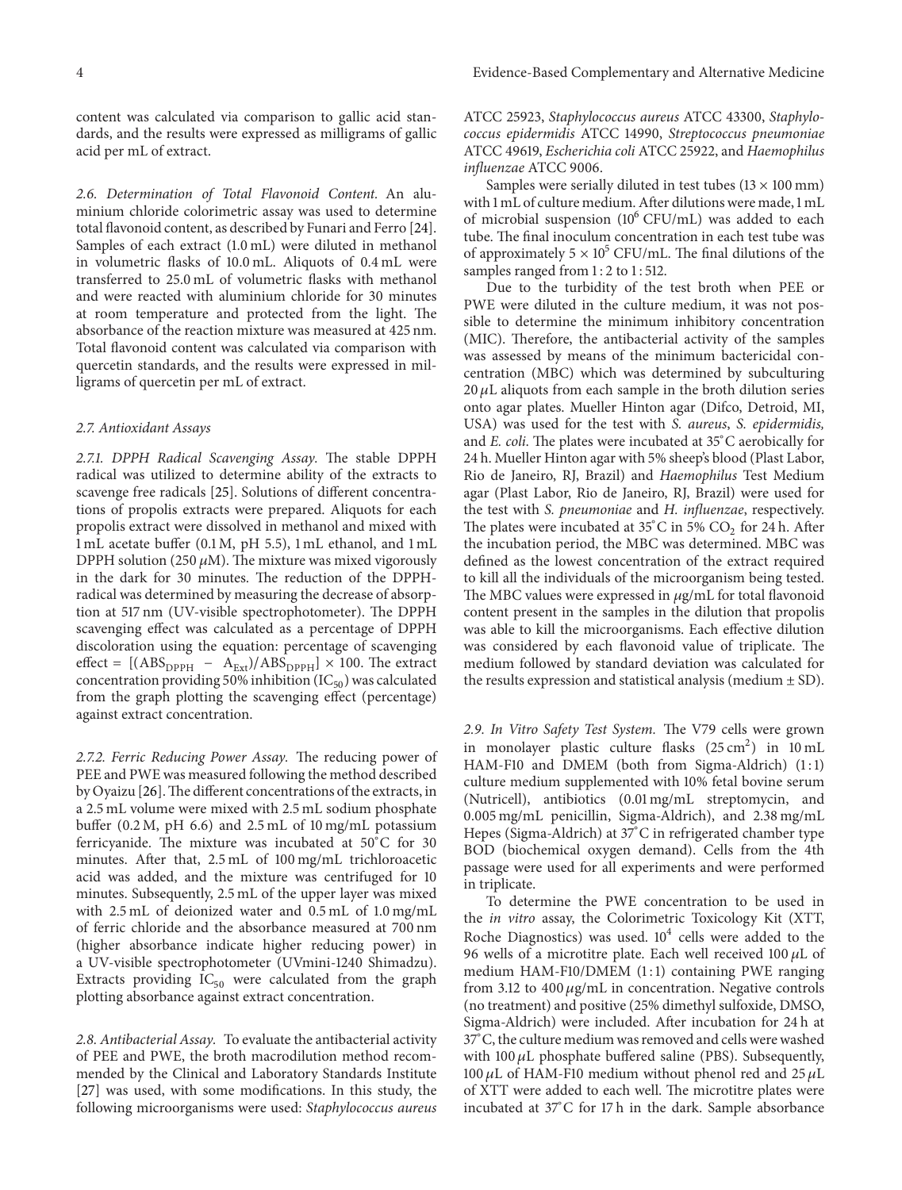content was calculated via comparison to gallic acid standards, and the results were expressed as milligrams of gallic acid per mL of extract.

*2.6. Determination of Total Flavonoid Content.* An aluminium chloride colorimetric assay was used to determine total flavonoid content, as described by Funari and Ferro [24]. Samples of each extract (1.0 mL) were diluted in methanol in volumetric flasks of 10.0 mL. Aliquots of 0.4 mL were transferred to 25.0 mL of volumetric flasks with methanol and were reacted with aluminium chloride for 30 minutes at room temperature and protected from the light. The absorbance of the reaction mixture was measured at 425 nm. Total flavonoid content was calculated via comparison with quercetin standards, and the results were expressed in milligrams of quercetin per mL of extract.

*2.7. Antioxidant Assays*

*2.7.1. DPPH Radical Scavenging Assay.* The stable DPPH radical was utilized to determine ability of the extracts to scavenge free radicals [25]. Solutions of different concentrations of propolis extracts were prepared. Aliquots for each propolis extract were dissolved in methanol and mixed with 1 mL acetate buffer (0.1 M, pH 5.5), 1 mL ethanol, and 1 mL DPPH solution (250 $\mu$M). The mixture was mixed vigorously in the dark for 30 minutes. The reduction of the DPPH-radical was determined by measuring the decrease of absorption at 517 nm (UV-visible spectrophotometer). The DPPH scavenging effect was calculated as a percentage of DPPH discoloration using the equation: percentage of scavenging effect = $[(ABS_{DPPH} - A_{Ext})/ABS_{DPPH}] \times 100$. The extract concentration providing 50% inhibition ($IC_{50}$) was calculated from the graph plotting the scavenging effect (percentage) against extract concentration.

*2.7.2. Ferric Reducing Power Assay.* The reducing power of PEE and PWE was measured following the method described by Oyaizu [26]. The different concentrations of the extracts, in a 2.5 mL volume were mixed with 2.5 mL sodium phosphate buffer (0.2 M, pH 6.6) and 2.5 mL of 10 mg/mL potassium ferricyanide. The mixture was incubated at 50°C for 30 minutes. After that, 2.5 mL of 100 mg/mL trichloroacetic acid was added, and the mixture was centrifuged for 10 minutes. Subsequently, 2.5 mL of the upper layer was mixed with 2.5 mL of deionized water and 0.5 mL of 1.0 mg/mL of ferric chloride and the absorbance measured at 700 nm (higher absorbance indicate higher reducing power) in a UV-visible spectrophotometer (UVmini-1240 Shimadzu). Extracts providing $IC_{50}$ were calculated from the graph plotting absorbance against extract concentration.

*2.8. Antibacterial Assay.* To evaluate the antibacterial activity of PEE and PWE, the broth macrodilution method recommended by the Clinical and Laboratory Standards Institute [27] was used, with some modifications. In this study, the following microorganisms were used: *Staphylococcus aureus* ATCC 25923, *Staphylococcus aureus* ATCC 43300, *Staphylococcus epidermidis* ATCC 14990, *Streptococcus pneumoniae* ATCC 49619, *Escherichia coli* ATCC 25922, and *Haemophilus influenzae* ATCC 9006.

Samples were serially diluted in test tubes (13 × 100 mm) with 1 mL of culture medium. After dilutions were made, 1 mL of microbial suspension ($10^6$ CFU/mL) was added to each tube. The final inoculum concentration in each test tube was of approximately $5 \times 10^5$ CFU/mL. The final dilutions of the samples ranged from 1 : 2 to 1 : 512.

Due to the turbidity of the test broth when PEE or PWE were diluted in the culture medium, it was not possible to determine the minimum inhibitory concentration (MIC). Therefore, the antibacterial activity of the samples was assessed by means of the minimum bactericidal concentration (MBC) which was determined by subculturing 20 $\mu$L aliquots from each sample in the broth dilution series onto agar plates. Mueller Hinton agar (Difco, Detroid, MI, USA) was used for the test with *S. aureus*, *S. epidermidis,* and *E. coli*. The plates were incubated at 35°C aerobically for 24 h. Mueller Hinton agar with 5% sheep's blood (Plast Labor, Rio de Janeiro, RJ, Brazil) and *Haemophilus* Test Medium agar (Plast Labor, Rio de Janeiro, RJ, Brazil) were used for the test with *S. pneumoniae* and *H. influenzae*, respectively. The plates were incubated at 35°C in 5% $CO_2$ for 24 h. After the incubation period, the MBC was determined. MBC was defined as the lowest concentration of the extract required to kill all the individuals of the microorganism being tested. The MBC values were expressed in $\mu$g/mL for total flavonoid content present in the samples in the dilution that propolis was able to kill the microorganisms. Each effective dilution was considered by each flavonoid value of triplicate. The medium followed by standard deviation was calculated for the results expression and statistical analysis (medium ± SD).

*2.9. In Vitro Safety Test System.* The V79 cells were grown in monolayer plastic culture flasks (25 $cm^2$) in 10 mL HAM-F10 and DMEM (both from Sigma-Aldrich) (1 : 1) culture medium supplemented with 10% fetal bovine serum (Nutricell), antibiotics (0.01 mg/mL streptomycin, and 0.005 mg/mL penicillin, Sigma-Aldrich), and 2.38 mg/mL Hepes (Sigma-Aldrich) at 37°C in refrigerated chamber type BOD (biochemical oxygen demand). Cells from the 4th passage were used for all experiments and were performed in triplicate.

To determine the PWE concentration to be used in the *in vitro* assay, the Colorimetric Toxicology Kit (XTT, Roche Diagnostics) was used. $10^4$ cells were added to the 96 wells of a microtitre plate. Each well received 100 $\mu$L of medium HAM-F10/DMEM (1 : 1) containing PWE ranging from 3.12 to 400 $\mu$g/mL in concentration. Negative controls (no treatment) and positive (25% dimethyl sulfoxide, DMSO, Sigma-Aldrich) were included. After incubation for 24 h at 37°C, the culture medium was removed and cells were washed with 100 $\mu$L phosphate buffered saline (PBS). Subsequently, 100 $\mu$L of HAM-F10 medium without phenol red and 25 $\mu$L of XTT were added to each well. The microtitre plates were incubated at 37°C for 17 h in the dark. Sample absorbance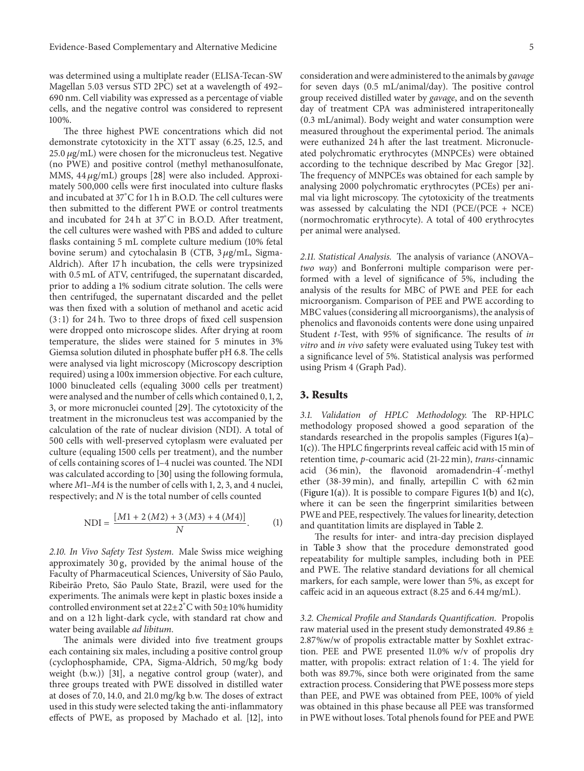was determined using a multiplate reader (ELISA-Tecan-SW Magellan 5.03 versus STD 2PC) set at a wavelength of 492–690 nm. Cell viability was expressed as a percentage of viable cells, and the negative control was considered to represent 100%.

The three highest PWE concentrations which did not demonstrate cytotoxicity in the XTT assay (6.25, 12.5, and 25.0 $\mu$g/mL) were chosen for the micronucleus test. Negative (no PWE) and positive control (methyl methanosulfonate, MMS, 44 $\mu$g/mL) groups [28] were also included. Approximately 500,000 cells were first inoculated into culture flasks and incubated at 37°C for 1 h in B.O.D. The cell cultures were then submitted to the different PWE or control treatments and incubated for 24 h at 37°C in B.O.D. After treatment, the cell cultures were washed with PBS and added to culture flasks containing 5 mL complete culture medium (10% fetal bovine serum) and cytochalasin B (CTB, 3 $\mu$g/mL, Sigma-Aldrich). After 17 h incubation, the cells were trypsinized with 0.5 mL of ATV, centrifuged, the supernatant discarded, prior to adding a 1% sodium citrate solution. The cells were then centrifuged, the supernatant discarded and the pellet was then fixed with a solution of methanol and acetic acid (3 : 1) for 24 h. Two to three drops of fixed cell suspension were dropped onto microscope slides. After drying at room temperature, the slides were stained for 5 minutes in 3% Giemsa solution diluted in phosphate buffer pH 6.8. The cells were analysed via light microscopy (Microscopy description required) using a 100x immersion objective. For each culture, 1000 binucleated cells (equaling 3000 cells per treatment) were analysed and the number of cells which contained 0, 1, 2, 3, or more micronuclei counted [29]. The cytotoxicity of the treatment in the micronucleus test was accompanied by the calculation of the rate of nuclear division (NDI). A total of 500 cells with well-preserved cytoplasm were evaluated per culture (equaling 1500 cells per treatment), and the number of cells containing scores of 1–4 nuclei was counted. The NDI was calculated according to [30] using the following formula, where $M1$–$M4$ is the number of cells with 1, 2, 3, and 4 nuclei, respectively; and $N$ is the total number of cells counted

$$\text{NDI} = \frac{[M1 + 2(M2) + 3(M3) + 4(M4)]}{N}. \tag{1}$$

*2.10. In Vivo Safety Test System.* Male Swiss mice weighing approximately 30 g, provided by the animal house of the Faculty of Pharmaceutical Sciences, University of São Paulo, Ribeirão Preto, São Paulo State, Brazil, were used for the experiments. The animals were kept in plastic boxes inside a controlled environment set at 22±2°C with 50±10% humidity and on a 12 h light-dark cycle, with standard rat chow and water being available *ad libitum*.

The animals were divided into five treatment groups each containing six males, including a positive control group (cyclophosphamide, CPA, Sigma-Aldrich, 50 mg/kg body weight (b.w.)) [31], a negative control group (water), and three groups treated with PWE dissolved in distilled water at doses of 7.0, 14.0, and 21.0 mg/kg b.w. The doses of extract used in this study were selected taking the anti-inflammatory effects of PWE, as proposed by Machado et al. [12], into consideration and were administered to the animals by *gavage* for seven days (0.5 mL/animal/day). The positive control group received distilled water by *gavage*, and on the seventh day of treatment CPA was administered intraperitoneally (0.3 mL/animal). Body weight and water consumption were measured throughout the experimental period. The animals were euthanized 24 h after the last treatment. Micronucleated polychromatic erythrocytes (MNPCEs) were obtained according to the technique described by Mac Gregor [32]. The frequency of MNPCEs was obtained for each sample by analysing 2000 polychromatic erythrocytes (PCEs) per animal via light microscopy. The cytotoxicity of the treatments was assessed by calculating the NDI (PCE/(PCE + NCE) (normochromatic erythrocyte). A total of 400 erythrocytes per animal were analysed.

*2.11. Statistical Analysis.* The analysis of variance (ANOVA–*two way*) and Bonferroni multiple comparison were performed with a level of significance of 5%, including the analysis of the results for MBC of PWE and PEE for each microorganism. Comparison of PEE and PWE according to MBC values (considering all microorganisms), the analysis of phenolics and flavonoids contents were done using unpaired Student $t$-Test, with 95% of significance. The results of *in vitro* and *in vivo* safety were evaluated using Tukey test with a significance level of 5%. Statistical analysis was performed using Prism 4 (Graph Pad).

## 3. Results

*3.1. Validation of HPLC Methodology.* The RP-HPLC methodology proposed showed a good separation of the standards researched in the propolis samples (Figures 1(a)–1(c)). The HPLC fingerprints reveal caffeic acid with 15 min of retention time, *p*-coumaric acid (21-22 min), *trans*-cinnamic acid (36 min), the flavonoid aromadendrin-4′-methyl ether (38-39 min), and finally, artepillin C with 62 min (Figure 1(a)). It is possible to compare Figures 1(b) and 1(c), where it can be seen the fingerprint similarities between PWE and PEE, respectively. The values for linearity, detection and quantitation limits are displayed in Table 2.

The results for inter- and intra-day precision displayed in Table 3 show that the procedure demonstrated good repeatability for multiple samples, including both in PEE and PWE. The relative standard deviations for all chemical markers, for each sample, were lower than 5%, as except for caffeic acid in an aqueous extract (8.25 and 6.44 mg/mL).

*3.2. Chemical Profile and Standards Quantification.* Propolis raw material used in the present study demonstrated 49.86 ± 2.87%w/w of propolis extractable matter by Soxhlet extraction. PEE and PWE presented 11.0% w/v of propolis dry matter, with propolis: extract relation of 1 : 4. The yield for both was 89.7%, since both were originated from the same extraction process. Considering that PWE possess more steps than PEE, and PWE was obtained from PEE, 100% of yield was obtained in this phase because all PEE was transformed in PWE without loses. Total phenols found for PEE and PWE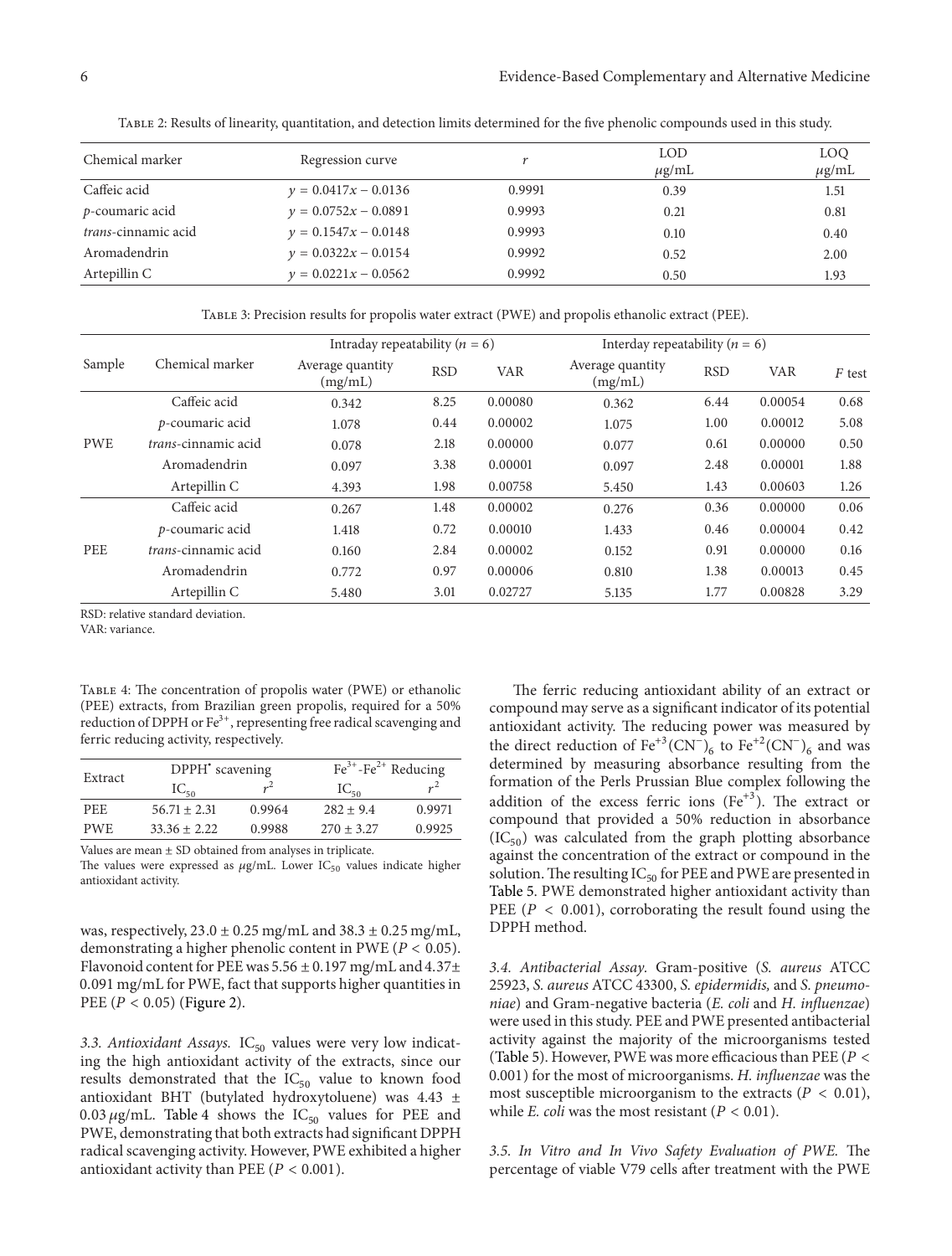Table 2: Results of linearity, quantitation, and detection limits determined for the five phenolic compounds used in this study.

| Chemical marker | Regression curve | $r$ | LOD $\mu$g/mL | LOQ $\mu$g/mL |
|---|---|---|---|---|
| Caffeic acid | $y = 0.0417x - 0.0136$ | 0.9991 | 0.39 | 1.51 |
| *p*-coumaric acid | $y = 0.0752x - 0.0891$ | 0.9993 | 0.21 | 0.81 |
| *trans*-cinnamic acid | $y = 0.1547x - 0.0148$ | 0.9993 | 0.10 | 0.40 |
| Aromadendrin | $y = 0.0322x - 0.0154$ | 0.9992 | 0.52 | 2.00 |
| Artepillin C | $y = 0.0221x - 0.0562$ | 0.9992 | 0.50 | 1.93 |

Table 3: Precision results for propolis water extract (PWE) and propolis ethanolic extract (PEE).

| Sample | Chemical marker | Intraday repeatability ($n = 6$) | | | Interday repeatability ($n = 6$) | | | |
|---|---|---|---|---|---|---|---|---|
| | | Average quantity (mg/mL) | RSD | VAR | Average quantity (mg/mL) | RSD | VAR | $F$ test |
| PWE | Caffeic acid | 0.342 | 8.25 | 0.00080 | 0.362 | 6.44 | 0.00054 | 0.68 |
| | *p*-coumaric acid | 1.078 | 0.44 | 0.00002 | 1.075 | 1.00 | 0.00012 | 5.08 |
| | *trans*-cinnamic acid | 0.078 | 2.18 | 0.00000 | 0.077 | 0.61 | 0.00000 | 0.50 |
| | Aromadendrin | 0.097 | 3.38 | 0.00001 | 0.097 | 2.48 | 0.00001 | 1.88 |
| | Artepillin C | 4.393 | 1.98 | 0.00758 | 5.450 | 1.43 | 0.00603 | 1.26 |
| PEE | Caffeic acid | 0.267 | 1.48 | 0.00002 | 0.276 | 0.36 | 0.00000 | 0.06 |
| | *p*-coumaric acid | 1.418 | 0.72 | 0.00010 | 1.433 | 0.46 | 0.00004 | 0.42 |
| | *trans*-cinnamic acid | 0.160 | 2.84 | 0.00002 | 0.152 | 0.91 | 0.00000 | 0.16 |
| | Aromadendrin | 0.772 | 0.97 | 0.00006 | 0.810 | 1.38 | 0.00013 | 0.45 |
| | Artepillin C | 5.480 | 3.01 | 0.02727 | 5.135 | 1.77 | 0.00828 | 3.29 |

RSD: relative standard deviation.
VAR: variance.

Table 4: The concentration of propolis water (PWE) or ethanolic (PEE) extracts, from Brazilian green propolis, required for a 50% reduction of DPPH or $Fe^{3+}$, representing free radical scavenging and ferric reducing activity, respectively.

| Extract | DPPH$^{\bullet}$ scavening | | $Fe^{3+}$-$Fe^{2+}$ Reducing | |
|---|---|---|---|---|
| | $IC_{50}$ | $r^2$ | $IC_{50}$ | $r^2$ |
| PEE | 56.71 ± 2.31 | 0.9964 | 282 ± 9.4 | 0.9971 |
| PWE | 33.36 ± 2.22 | 0.9988 | 270 ± 3.27 | 0.9925 |

Values are mean ± SD obtained from analyses in triplicate.
The values were expressed as $\mu$g/mL. Lower $IC_{50}$ values indicate higher antioxidant activity.

was, respectively, 23.0 ± 0.25 mg/mL and 38.3 ± 0.25 mg/mL, demonstrating a higher phenolic content in PWE ($P < 0.05$). Flavonoid content for PEE was 5.56 ± 0.197 mg/mL and 4.37± 0.091 mg/mL for PWE, fact that supports higher quantities in PEE ($P < 0.05$) (Figure 2).

*3.3. Antioxidant Assays.* $IC_{50}$ values were very low indicating the high antioxidant activity of the extracts, since our results demonstrated that the $IC_{50}$ value to known food antioxidant BHT (butylated hydroxytoluene) was 4.43 ± 0.03 $\mu$g/mL. Table 4 shows the $IC_{50}$ values for PEE and PWE, demonstrating that both extracts had significant DPPH radical scavenging activity. However, PWE exhibited a higher antioxidant activity than PEE ($P < 0.001$).

The ferric reducing antioxidant ability of an extract or compound may serve as a significant indicator of its potential antioxidant activity. The reducing power was measured by the direct reduction of $Fe^{+3}(CN^-)_6$ to $Fe^{+2}(CN^-)_6$ and was determined by measuring absorbance resulting from the formation of the Perls Prussian Blue complex following the addition of the excess ferric ions ($Fe^{+3}$). The extract or compound that provided a 50% reduction in absorbance ($IC_{50}$) was calculated from the graph plotting absorbance against the concentration of the extract or compound in the solution. The resulting $IC_{50}$ for PEE and PWE are presented in Table 5. PWE demonstrated higher antioxidant activity than PEE ($P < 0.001$), corroborating the result found using the DPPH method.

*3.4. Antibacterial Assay.* Gram-positive (*S. aureus* ATCC 25923, *S. aureus* ATCC 43300, *S. epidermidis,* and *S. pneumoniae*) and Gram-negative bacteria (*E. coli* and *H. influenzae*) were used in this study. PEE and PWE presented antibacterial activity against the majority of the microorganisms tested (Table 5). However, PWE was more efficacious than PEE ($P < 0.001$) for the most of microorganisms. *H. influenzae* was the most susceptible microorganism to the extracts ($P < 0.01$), while *E. coli* was the most resistant ($P < 0.01$).

*3.5. In Vitro and In Vivo Safety Evaluation of PWE.* The percentage of viable V79 cells after treatment with the PWE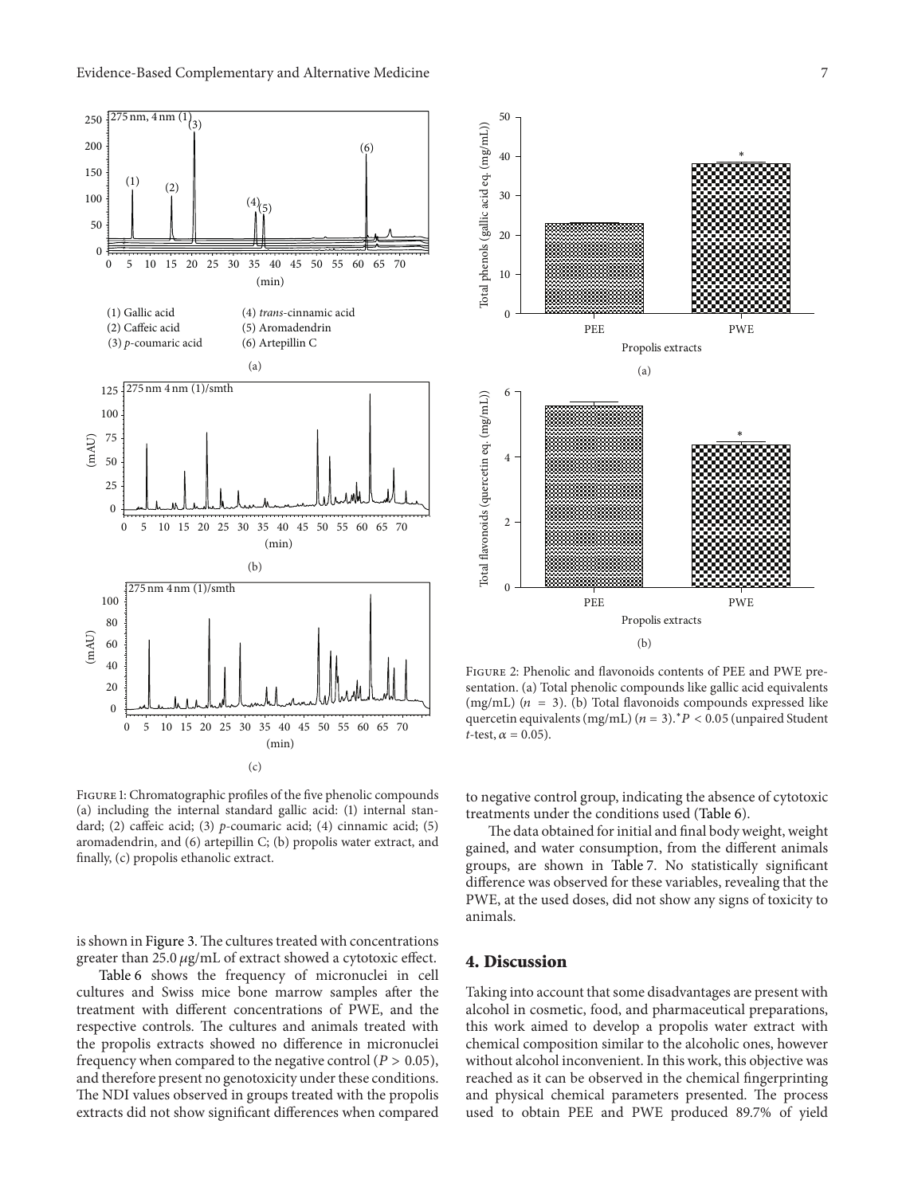Figure 1: Chromatographic profiles of the five phenolic compounds (a) including the internal standard gallic acid: (1) internal standard; (2) caffeic acid; (3) *p*-coumaric acid; (4) cinnamic acid; (5) aromadendrin, and (6) artepillin C; (b) propolis water extract, and finally, (c) propolis ethanolic extract.

Figure 2: Phenolic and flavonoids contents of PEE and PWE presentation. (a) Total phenolic compounds like gallic acid equivalents (mg/mL) ($n = 3$). (b) Total flavonoids compounds expressed like quercetin equivalents (mg/mL) ($n = 3$).$^{*}P < 0.05$ (unpaired Student $t$-test, $\alpha = 0.05$).

is shown in Figure 3. The cultures treated with concentrations greater than 25.0 $\mu$g/mL of extract showed a cytotoxic effect.

Table 6 shows the frequency of micronuclei in cell cultures and Swiss mice bone marrow samples after the treatment with different concentrations of PWE, and the respective controls. The cultures and animals treated with the propolis extracts showed no difference in micronuclei frequency when compared to the negative control ($P > 0.05$), and therefore present no genotoxicity under these conditions. The NDI values observed in groups treated with the propolis extracts did not show significant differences when compared to negative control group, indicating the absence of cytotoxic treatments under the conditions used (Table 6).

The data obtained for initial and final body weight, weight gained, and water consumption, from the different animals groups, are shown in Table 7. No statistically significant difference was observed for these variables, revealing that the PWE, at the used doses, did not show any signs of toxicity to animals.

## 4. Discussion

Taking into account that some disadvantages are present with alcohol in cosmetic, food, and pharmaceutical preparations, this work aimed to develop a propolis water extract with chemical composition similar to the alcoholic ones, however without alcohol inconvenient. In this work, this objective was reached as it can be observed in the chemical fingerprinting and physical chemical parameters presented. The process used to obtain PEE and PWE produced 89.7% of yield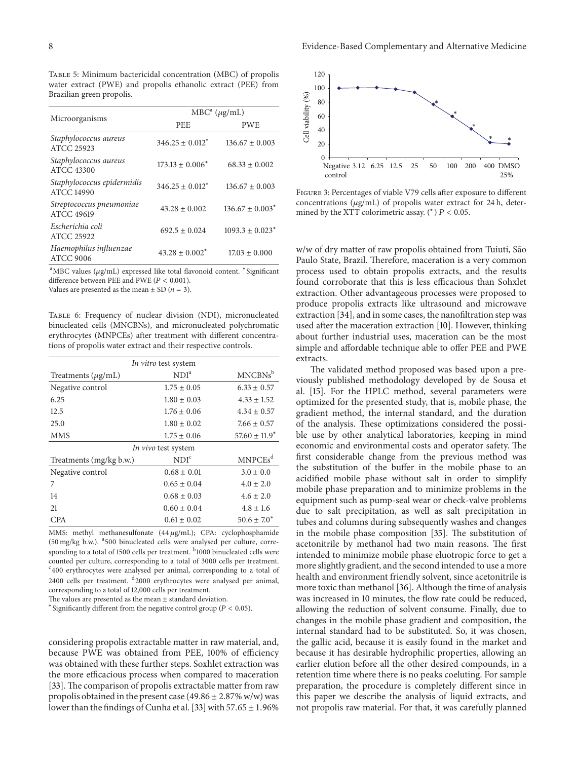Table 5: Minimum bactericidal concentration (MBC) of propolis water extract (PWE) and propolis ethanolic extract (PEE) from Brazilian green propolis.

| Microorganisms | MBC[a] ($\mu$g/mL) | |
|---|---|---|
| | PEE | PWE |
| *Staphylococcus aureus* ATCC 25923 | $346.25 \pm 0.012^*$ | $136.67 \pm 0.003$ |
| *Staphylococcus aureus* ATCC 43300 | $173.13 \pm 0.006^*$ | $68.33 \pm 0.002$ |
| *Staphylococcus epidermidis* ATCC 14990 | $346.25 \pm 0.012^*$ | $136.67 \pm 0.003$ |
| *Streptococcus pneumoniae* ATCC 49619 | $43.28 \pm 0.002$ | $136.67 \pm 0.003^*$ |
| *Escherichia coli* ATCC 25922 | $692.5 \pm 0.024$ | $1093.3 \pm 0.023^*$ |
| *Haemophilus influenzae* ATCC 9006 | $43.28 \pm 0.002^*$ | $17.03 \pm 0.000$ |

[a]MBC values ($\mu$g/mL) expressed like total flavonoid content. *Significant difference between PEE and PWE ($P < 0.001$).
Values are presented as the mean ± SD ($n = 3$).

Table 6: Frequency of nuclear division (NDI), micronucleated binucleated cells (MNCBNs), and micronucleated polychromatic erythrocytes (MNPCEs) after treatment with different concentrations of propolis water extract and their respective controls.

| *In vitro* test system | | |
|---|---|---|
| Treatments ($\mu$g/mL) | NDI[a] | MNCBNs[b] |
| Negative control | $1.75 \pm 0.05$ | $6.33 \pm 0.57$ |
| 6.25 | $1.80 \pm 0.03$ | $4.33 \pm 1.52$ |
| 12.5 | $1.76 \pm 0.06$ | $4.34 \pm 0.57$ |
| 25.0 | $1.80 \pm 0.02$ | $7.66 \pm 0.57$ |
| MMS | $1.75 \pm 0.06$ | $57.60 \pm 11.9^*$ |
| *In vivo* test system | | |
| Treatments (mg/kg b.w.) | NDI[c] | MNPCEs[d] |
| Negative control | $0.68 \pm 0.01$ | $3.0 \pm 0.0$ |
| 7 | $0.65 \pm 0.04$ | $4.0 \pm 2.0$ |
| 14 | $0.68 \pm 0.03$ | $4.6 \pm 2.0$ |
| 21 | $0.60 \pm 0.04$ | $4.8 \pm 1.6$ |
| CPA | $0.61 \pm 0.02$ | $50.6 \pm 7.0^*$ |

MMS: methyl methanesulfonate (44 $\mu$g/mL); CPA: cyclophosphamide (50 mg/kg b.w.). [a]500 binucleated cells were analysed per culture, corresponding to a total of 1500 cells per treatment. [b]1000 binucleated cells were counted per culture, corresponding to a total of 3000 cells per treatment. [c]400 erythrocytes were analysed per animal, corresponding to a total of 2400 cells per treatment. [d]2000 erythrocytes were analysed per animal, corresponding to a total of 12,000 cells per treatment.
The values are presented as the mean ± standard deviation.
*Significantly different from the negative control group ($P < 0.05$).

Figure 3: Percentages of viable V79 cells after exposure to different concentrations ($\mu$g/mL) of propolis water extract for 24 h, determined by the XTT colorimetric assay. (*) $P < 0.05$.

considering propolis extractable matter in raw material, and, because PWE was obtained from PEE, 100% of efficiency was obtained with these further steps. Sohxlet extraction was the more efficacious process when compared to maceration [33]. The comparison of propolis extractable matter from raw propolis obtained in the present case (49.86 ± 2.87% w/w) was lower than the findings of Cunha et al. [33] with 57.65 ± 1.96% w/w of dry matter of raw propolis obtained from Tuiuti, São Paulo State, Brazil. Therefore, maceration is a very common process used to obtain propolis extracts, and the results found corroborate that this is less efficacious than Sohxlet extraction. Other advantageous processes were proposed to produce propolis extracts like ultrasound and microwave extraction [34], and in some cases, the nanofiltration step was used after the maceration extraction [10]. However, thinking about further industrial uses, maceration can be the most simple and affordable technique able to offer PEE and PWE extracts.

The validated method proposed was based upon a previously published methodology developed by de Sousa et al. [15]. For the HPLC method, several parameters were optimized for the presented study, that is, mobile phase, the gradient method, the internal standard, and the duration of the analysis. These optimizations considered the possible use by other analytical laboratories, keeping in mind economic and environmental costs and operator safety. The first considerable change from the previous method was the substitution of the buffer in the mobile phase to an acidified mobile phase without salt in order to simplify mobile phase preparation and to minimize problems in the equipment such as pump-seal wear or check-valve problems due to salt precipitation, as well as salt precipitation in tubes and columns during subsequently washes and changes in the mobile phase composition [35]. The substitution of acetonitrile by methanol had two main reasons. The first intended to minimize mobile phase eluotropic force to get a more slightly gradient, and the second intended to use a more health and environment friendly solvent, since acetonitrile is more toxic than methanol [36]. Although the time of analysis was increased in 10 minutes, the flow rate could be reduced, allowing the reduction of solvent consume. Finally, due to changes in the mobile phase gradient and composition, the internal standard had to be substituted. So, it was chosen, the gallic acid, because it is easily found in the market and because it has desirable hydrophilic properties, allowing an earlier elution before all the other desired compounds, in a retention time where there is no peaks coeluting. For sample preparation, the procedure is completely different since in this paper we describe the analysis of liquid extracts, and not propolis raw material. For that, it was carefully planned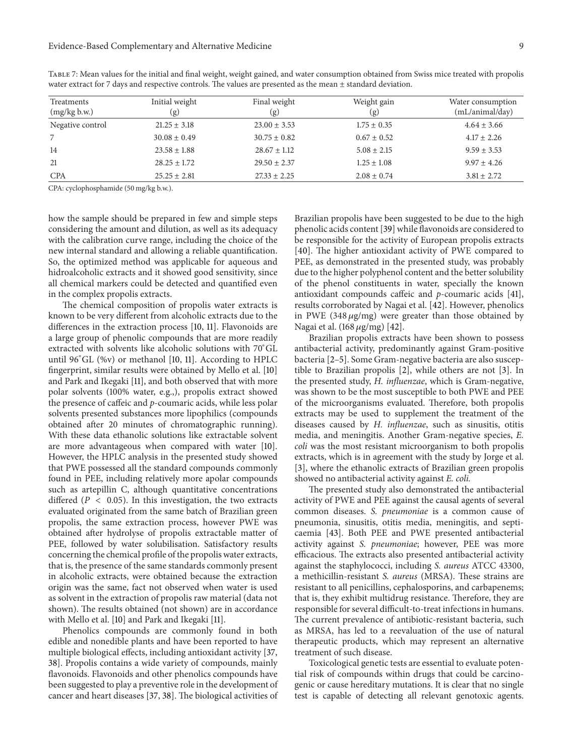Table 7: Mean values for the initial and final weight, weight gained, and water consumption obtained from Swiss mice treated with propolis water extract for 7 days and respective controls. The values are presented as the mean ± standard deviation.

| Treatments (mg/kg b.w.) | Initial weight (g) | Final weight (g) | Weight gain (g) | Water consumption (mL/animal/day) |
|---|---|---|---|---|
| Negative control | 21.25 ± 3.18 | 23.00 ± 3.53 | 1.75 ± 0.35 | 4.64 ± 3.66 |
| 7 | 30.08 ± 0.49 | 30.75 ± 0.82 | 0.67 ± 0.52 | 4.17 ± 2.26 |
| 14 | 23.58 ± 1.88 | 28.67 ± 1.12 | 5.08 ± 2.15 | 9.59 ± 3.53 |
| 21 | 28.25 ± 1.72 | 29.50 ± 2.37 | 1.25 ± 1.08 | 9.97 ± 4.26 |
| CPA | 25.25 ± 2.81 | 27.33 ± 2.25 | 2.08 ± 0.74 | 3.81 ± 2.72 |

CPA: cyclophosphamide (50 mg/kg b.w.).

how the sample should be prepared in few and simple steps considering the amount and dilution, as well as its adequacy with the calibration curve range, including the choice of the new internal standard and allowing a reliable quantification. So, the optimized method was applicable for aqueous and hidroalcoholic extracts and it showed good sensitivity, since all chemical markers could be detected and quantified even in the complex propolis extracts.

The chemical composition of propolis water extracts is known to be very different from alcoholic extracts due to the differences in the extraction process [10, 11]. Flavonoids are a large group of phenolic compounds that are more readily extracted with solvents like alcoholic solutions with 70°GL until 96°GL (%v) or methanol [10, 11]. According to HPLC fingerprint, similar results were obtained by Mello et al. [10] and Park and Ikegaki [11], and both observed that with more polar solvents (100% water, e.g.,), propolis extract showed the presence of caffeic and *p*-coumaric acids, while less polar solvents presented substances more lipophilics (compounds obtained after 20 minutes of chromatographic running). With these data ethanolic solutions like extractable solvent are more advantageous when compared with water [10]. However, the HPLC analysis in the presented study showed that PWE possessed all the standard compounds commonly found in PEE, including relatively more apolar compounds such as artepillin C, although quantitative concentrations differed ($P < 0.05$). In this investigation, the two extracts evaluated originated from the same batch of Brazilian green propolis, the same extraction process, however PWE was obtained after hydrolyse of propolis extractable matter of PEE, followed by water solubilisation. Satisfactory results concerning the chemical profile of the propolis water extracts, that is, the presence of the same standards commonly present in alcoholic extracts, were obtained because the extraction origin was the same, fact not observed when water is used as solvent in the extraction of propolis raw material (data not shown). The results obtained (not shown) are in accordance with Mello et al. [10] and Park and Ikegaki [11].

Phenolics compounds are commonly found in both edible and nonedible plants and have been reported to have multiple biological effects, including antioxidant activity [37, 38]. Propolis contains a wide variety of compounds, mainly flavonoids. Flavonoids and other phenolics compounds have been suggested to play a preventive role in the development of cancer and heart diseases [37, 38]. The biological activities of Brazilian propolis have been suggested to be due to the high phenolic acids content [39] while flavonoids are considered to be responsible for the activity of European propolis extracts [40]. The higher antioxidant activity of PWE compared to PEE, as demonstrated in the presented study, was probably due to the higher polyphenol content and the better solubility of the phenol constituents in water, specially the known antioxidant compounds caffeic and *p*-coumaric acids [41], results corroborated by Nagai et al. [42]. However, phenolics in PWE (348 $\mu$g/mg) were greater than those obtained by Nagai et al. (168 $\mu$g/mg) [42].

Brazilian propolis extracts have been shown to possess antibacterial activity, predominantly against Gram-positive bacteria [2–5]. Some Gram-negative bacteria are also susceptible to Brazilian propolis [2], while others are not [3]. In the presented study, *H. influenzae*, which is Gram-negative, was shown to be the most susceptible to both PWE and PEE of the microorganisms evaluated. Therefore, both propolis extracts may be used to supplement the treatment of the diseases caused by *H. influenzae*, such as sinusitis, otitis media, and meningitis. Another Gram-negative species, *E. coli* was the most resistant microorganism to both propolis extracts, which is in agreement with the study by Jorge et al. [3], where the ethanolic extracts of Brazilian green propolis showed no antibacterial activity against *E. coli.*

The presented study also demonstrated the antibacterial activity of PWE and PEE against the causal agents of several common diseases. *S. pneumoniae* is a common cause of pneumonia, sinusitis, otitis media, meningitis, and septicaemia [43]. Both PEE and PWE presented antibacterial activity against *S. pneumoniae*; however, PEE was more efficacious. The extracts also presented antibacterial activity against the staphylococci, including *S. aureus* ATCC 43300, a methicillin-resistant *S. aureus* (MRSA). These strains are resistant to all penicillins, cephalosporins, and carbapenems; that is, they exhibit multidrug resistance. Therefore, they are responsible for several difficult-to-treat infections in humans. The current prevalence of antibiotic-resistant bacteria, such as MRSA, has led to a reevaluation of the use of natural therapeutic products, which may represent an alternative treatment of such disease.

Toxicological genetic tests are essential to evaluate potential risk of compounds within drugs that could be carcinogenic or cause hereditary mutations. It is clear that no single test is capable of detecting all relevant genotoxic agents.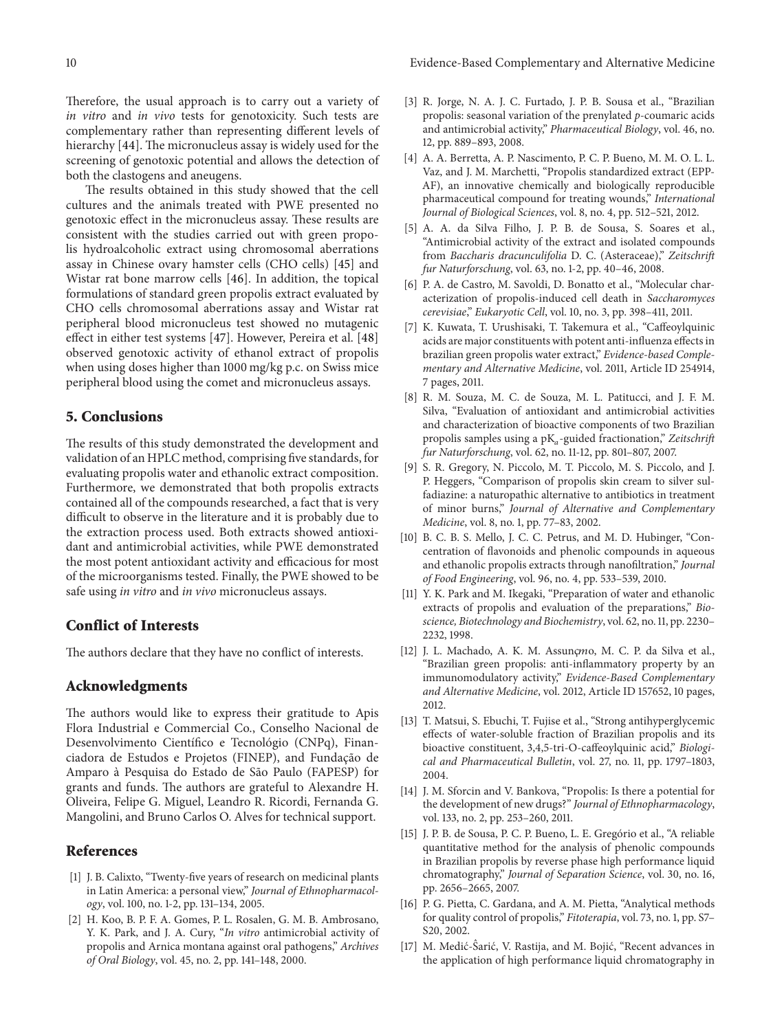Therefore, the usual approach is to carry out a variety of *in vitro* and *in vivo* tests for genotoxicity. Such tests are complementary rather than representing different levels of hierarchy [44]. The micronucleus assay is widely used for the screening of genotoxic potential and allows the detection of both the clastogens and aneugens.

The results obtained in this study showed that the cell cultures and the animals treated with PWE presented no genotoxic effect in the micronucleus assay. These results are consistent with the studies carried out with green propolis hydroalcoholic extract using chromosomal aberrations assay in Chinese ovary hamster cells (CHO cells) [45] and Wistar rat bone marrow cells [46]. In addition, the topical formulations of standard green propolis extract evaluated by CHO cells chromosomal aberrations assay and Wistar rat peripheral blood micronucleus test showed no mutagenic effect in either test systems [47]. However, Pereira et al. [48] observed genotoxic activity of ethanol extract of propolis when using doses higher than 1000 mg/kg p.c. on Swiss mice peripheral blood using the comet and micronucleus assays.

## 5. Conclusions

The results of this study demonstrated the development and validation of an HPLC method, comprising five standards, for evaluating propolis water and ethanolic extract composition. Furthermore, we demonstrated that both propolis extracts contained all of the compounds researched, a fact that is very difficult to observe in the literature and it is probably due to the extraction process used. Both extracts showed antioxidant and antimicrobial activities, while PWE demonstrated the most potent antioxidant activity and efficacious for most of the microorganisms tested. Finally, the PWE showed to be safe using *in vitro* and *in vivo* micronucleus assays.

## Conflict of Interests

The authors declare that they have no conflict of interests.

## Acknowledgments

The authors would like to express their gratitude to Apis Flora Industrial e Commercial Co., Conselho Nacional de Desenvolvimento Científico e Tecnológio (CNPq), Financiadora de Estudos e Projetos (FINEP), and Fundação de Amparo à Pesquisa do Estado de São Paulo (FAPESP) for grants and funds. The authors are grateful to Alexandre H. Oliveira, Felipe G. Miguel, Leandro R. Ricordi, Fernanda G. Mangolini, and Bruno Carlos O. Alves for technical support.

## References

[1] J. B. Calixto, "Twenty-five years of research on medicinal plants in Latin America: a personal view," *Journal of Ethnopharmacology*, vol. 100, no. 1-2, pp. 131–134, 2005.

[2] H. Koo, B. P. F. A. Gomes, P. L. Rosalen, G. M. B. Ambrosano, Y. K. Park, and J. A. Cury, "*In vitro* antimicrobial activity of propolis and Arnica montana against oral pathogens," *Archives of Oral Biology*, vol. 45, no. 2, pp. 141–148, 2000.

[3] R. Jorge, N. A. J. C. Furtado, J. P. B. Sousa et al., "Brazilian propolis: seasonal variation of the prenylated *p*-coumaric acids and antimicrobial activity," *Pharmaceutical Biology*, vol. 46, no. 12, pp. 889–893, 2008.

[4] A. A. Berretta, A. P. Nascimento, P. C. P. Bueno, M. M. O. L. L. Vaz, and J. M. Marchetti, "Propolis standardized extract (EPP-AF), an innovative chemically and biologically reproducible pharmaceutical compound for treating wounds," *International Journal of Biological Sciences*, vol. 8, no. 4, pp. 512–521, 2012.

[5] A. A. da Silva Filho, J. P. B. de Sousa, S. Soares et al., "Antimicrobial activity of the extract and isolated compounds from *Baccharis dracunculifolia* D. C. (Asteraceae)," *Zeitschrift fur Naturforschung*, vol. 63, no. 1-2, pp. 40–46, 2008.

[6] P. A. de Castro, M. Savoldi, D. Bonatto et al., "Molecular characterization of propolis-induced cell death in *Saccharomyces cerevisiae*," *Eukaryotic Cell*, vol. 10, no. 3, pp. 398–411, 2011.

[7] K. Kuwata, T. Urushisaki, T. Takemura et al., "Caffeoylquinic acids are major constituents with potent anti-influenza effects in brazilian green propolis water extract," *Evidence-based Complementary and Alternative Medicine*, vol. 2011, Article ID 254914, 7 pages, 2011.

[8] R. M. Souza, M. C. de Souza, M. L. Patitucci, and J. F. M. Silva, "Evaluation of antioxidant and antimicrobial activities and characterization of bioactive components of two Brazilian propolis samples using a p$K_a$-guided fractionation," *Zeitschrift fur Naturforschung*, vol. 62, no. 11-12, pp. 801–807, 2007.

[9] S. R. Gregory, N. Piccolo, M. T. Piccolo, M. S. Piccolo, and J. P. Heggers, "Comparison of propolis skin cream to silver sulfadiazine: a naturopathic alternative to antibiotics in treatment of minor burns," *Journal of Alternative and Complementary Medicine*, vol. 8, no. 1, pp. 77–83, 2002.

[10] B. C. B. S. Mello, J. C. C. Petrus, and M. D. Hubinger, "Concentration of flavonoids and phenolic compounds in aqueous and ethanolic propolis extracts through nanofiltration," *Journal of Food Engineering*, vol. 96, no. 4, pp. 533–539, 2010.

[11] Y. K. Park and M. Ikegaki, "Preparation of water and ethanolic extracts of propolis and evaluation of the preparations," *Bioscience, Biotechnology and Biochemistry*, vol. 62, no. 11, pp. 2230–2232, 1998.

[12] J. L. Machado, A. K. M. Assunçmo, M. C. P. da Silva et al., "Brazilian green propolis: anti-inflammatory property by an immunomodulatory activity," *Evidence-Based Complementary and Alternative Medicine*, vol. 2012, Article ID 157652, 10 pages, 2012.

[13] T. Matsui, S. Ebuchi, T. Fujise et al., "Strong antihyperglycemic effects of water-soluble fraction of Brazilian propolis and its bioactive constituent, 3,4,5-tri-O-caffeoylquinic acid," *Biological and Pharmaceutical Bulletin*, vol. 27, no. 11, pp. 1797–1803, 2004.

[14] J. M. Sforcin and V. Bankova, "Propolis: Is there a potential for the development of new drugs?" *Journal of Ethnopharmacology*, vol. 133, no. 2, pp. 253–260, 2011.

[15] J. P. B. de Sousa, P. C. P. Bueno, L. E. Gregório et al., "A reliable quantitative method for the analysis of phenolic compounds in Brazilian propolis by reverse phase high performance liquid chromatography," *Journal of Separation Science*, vol. 30, no. 16, pp. 2656–2665, 2007.

[16] P. G. Pietta, C. Gardana, and A. M. Pietta, "Analytical methods for quality control of propolis," *Fitoterapia*, vol. 73, no. 1, pp. S7–S20, 2002.

[17] M. Medić-Ŝarić, V. Rastija, and M. Bojić, "Recent advances in the application of high performance liquid chromatography in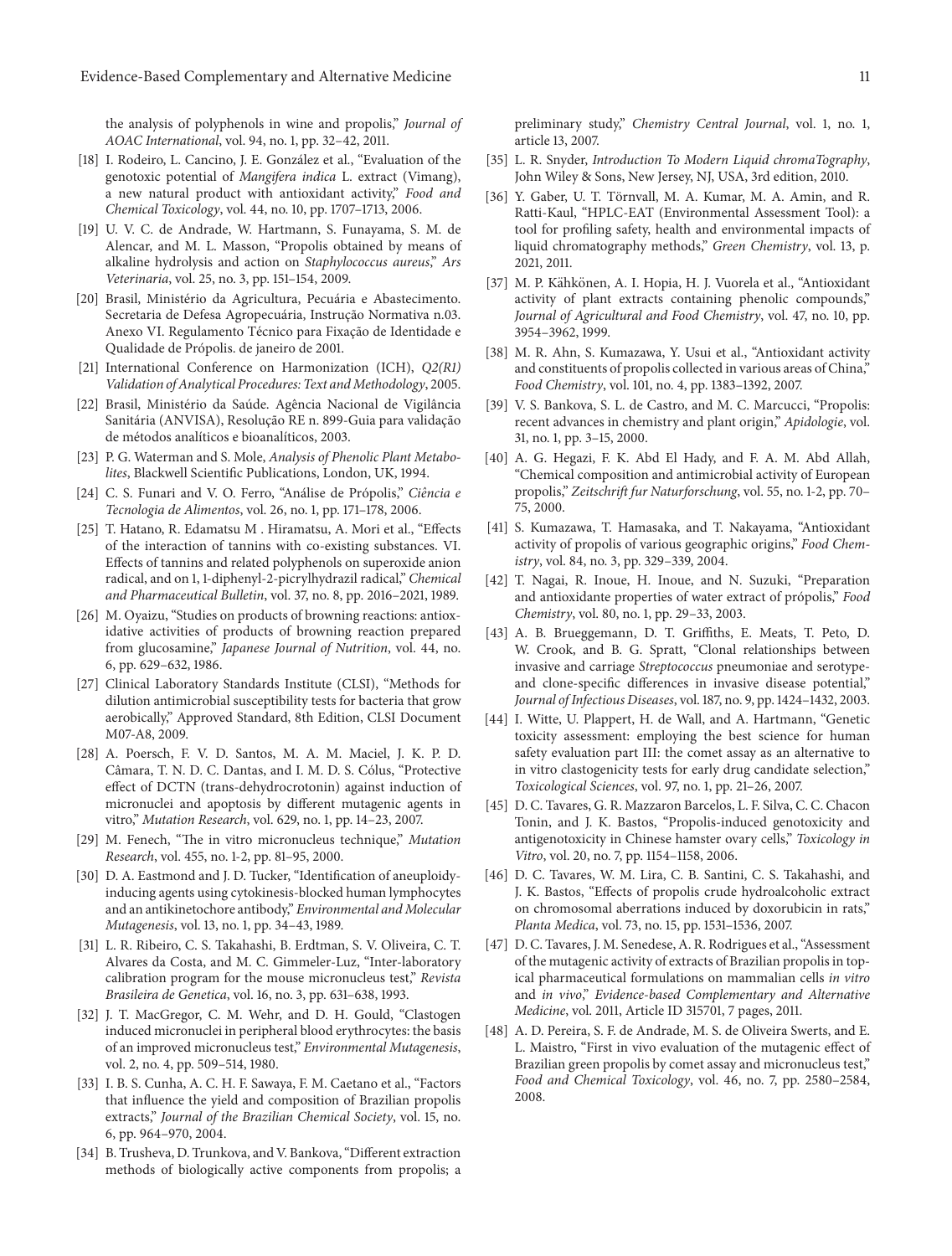the analysis of polyphenols in wine and propolis," *Journal of AOAC International*, vol. 94, no. 1, pp. 32–42, 2011.

[18] I. Rodeiro, L. Cancino, J. E. González et al., "Evaluation of the genotoxic potential of *Mangifera indica* L. extract (Vimang), a new natural product with antioxidant activity," *Food and Chemical Toxicology*, vol. 44, no. 10, pp. 1707–1713, 2006.

[19] U. V. C. de Andrade, W. Hartmann, S. Funayama, S. M. de Alencar, and M. L. Masson, "Propolis obtained by means of alkaline hydrolysis and action on *Staphylococcus aureus*," *Ars Veterinaria*, vol. 25, no. 3, pp. 151–154, 2009.

[20] Brasil, Ministério da Agricultura, Pecuária e Abastecimento. Secretaria de Defesa Agropecuária, Instrução Normativa n.03. Anexo VI. Regulamento Técnico para Fixação de Identidade e Qualidade de Própolis. de janeiro de 2001.

[21] International Conference on Harmonization (ICH), *Q2(R1) Validation of Analytical Procedures: Text and Methodology*, 2005.

[22] Brasil, Ministério da Saúde. Agência Nacional de Vigilância Sanitária (ANVISA), Resolução RE n. 899-Guia para validação de métodos analíticos e bioanalíticos, 2003.

[23] P. G. Waterman and S. Mole, *Analysis of Phenolic Plant Metabolites*, Blackwell Scientific Publications, London, UK, 1994.

[24] C. S. Funari and V. O. Ferro, "Análise de Própolis," *Ciência e Tecnologia de Alimentos*, vol. 26, no. 1, pp. 171–178, 2006.

[25] T. Hatano, R. Edamatsu M . Hiramatsu, A. Mori et al., "Effects of the interaction of tannins with co-existing substances. VI. Effects of tannins and related polyphenols on superoxide anion radical, and on 1, 1-diphenyl-2-picrylhydrazil radical," *Chemical and Pharmaceutical Bulletin*, vol. 37, no. 8, pp. 2016–2021, 1989.

[26] M. Oyaizu, "Studies on products of browning reactions: antioxidative activities of products of browning reaction prepared from glucosamine," *Japanese Journal of Nutrition*, vol. 44, no. 6, pp. 629–632, 1986.

[27] Clinical Laboratory Standards Institute (CLSI), "Methods for dilution antimicrobial susceptibility tests for bacteria that grow aerobically," Approved Standard, 8th Edition, CLSI Document M07-A8, 2009.

[28] A. Poersch, F. V. D. Santos, M. A. M. Maciel, J. K. P. D. Câmara, T. N. D. C. Dantas, and I. M. D. S. Cólus, "Protective effect of DCTN (trans-dehydrocrotonin) against induction of micronuclei and apoptosis by different mutagenic agents in vitro," *Mutation Research*, vol. 629, no. 1, pp. 14–23, 2007.

[29] M. Fenech, "The in vitro micronucleus technique," *Mutation Research*, vol. 455, no. 1-2, pp. 81–95, 2000.

[30] D. A. Eastmond and J. D. Tucker, "Identification of aneuploidy-inducing agents using cytokinesis-blocked human lymphocytes and an antikinetochore antibody," *Environmental and Molecular Mutagenesis*, vol. 13, no. 1, pp. 34–43, 1989.

[31] L. R. Ribeiro, C. S. Takahashi, B. Erdtman, S. V. Oliveira, C. T. Alvares da Costa, and M. C. Gimmeler-Luz, "Inter-laboratory calibration program for the mouse micronucleus test," *Revista Brasileira de Genetica*, vol. 16, no. 3, pp. 631–638, 1993.

[32] J. T. MacGregor, C. M. Wehr, and D. H. Gould, "Clastogen induced micronuclei in peripheral blood erythrocytes: the basis of an improved micronucleus test," *Environmental Mutagenesis*, vol. 2, no. 4, pp. 509–514, 1980.

[33] I. B. S. Cunha, A. C. H. F. Sawaya, F. M. Caetano et al., "Factors that influence the yield and composition of Brazilian propolis extracts," *Journal of the Brazilian Chemical Society*, vol. 15, no. 6, pp. 964–970, 2004.

[34] B. Trusheva, D. Trunkova, and V. Bankova, "Different extraction methods of biologically active components from propolis; a preliminary study," *Chemistry Central Journal*, vol. 1, no. 1, article 13, 2007.

[35] L. R. Snyder, *Introduction To Modern Liquid chromaTography*, John Wiley & Sons, New Jersey, NJ, USA, 3rd edition, 2010.

[36] Y. Gaber, U. T. Törnvall, M. A. Kumar, M. A. Amin, and R. Ratti-Kaul, "HPLC-EAT (Environmental Assessment Tool): a tool for profiling safety, health and environmental impacts of liquid chromatography methods," *Green Chemistry*, vol. 13, p. 2021, 2011.

[37] M. P. Kähkönen, A. I. Hopia, H. J. Vuorela et al., "Antioxidant activity of plant extracts containing phenolic compounds," *Journal of Agricultural and Food Chemistry*, vol. 47, no. 10, pp. 3954–3962, 1999.

[38] M. R. Ahn, S. Kumazawa, Y. Usui et al., "Antioxidant activity and constituents of propolis collected in various areas of China," *Food Chemistry*, vol. 101, no. 4, pp. 1383–1392, 2007.

[39] V. S. Bankova, S. L. de Castro, and M. C. Marcucci, "Propolis: recent advances in chemistry and plant origin," *Apidologie*, vol. 31, no. 1, pp. 3–15, 2000.

[40] A. G. Hegazi, F. K. Abd El Hady, and F. A. M. Abd Allah, "Chemical composition and antimicrobial activity of European propolis," *Zeitschrift fur Naturforschung*, vol. 55, no. 1-2, pp. 70–75, 2000.

[41] S. Kumazawa, T. Hamasaka, and T. Nakayama, "Antioxidant activity of propolis of various geographic origins," *Food Chemistry*, vol. 84, no. 3, pp. 329–339, 2004.

[42] T. Nagai, R. Inoue, H. Inoue, and N. Suzuki, "Preparation and antioxidante properties of water extract of própolis," *Food Chemistry*, vol. 80, no. 1, pp. 29–33, 2003.

[43] A. B. Brueggemann, D. T. Griffiths, E. Meats, T. Peto, D. W. Crook, and B. G. Spratt, "Clonal relationships between invasive and carriage *Streptococcus* pneumoniae and serotype- and clone-specific differences in invasive disease potential," *Journal of Infectious Diseases*, vol. 187, no. 9, pp. 1424–1432, 2003.

[44] I. Witte, U. Plappert, H. de Wall, and A. Hartmann, "Genetic toxicity assessment: employing the best science for human safety evaluation part III: the comet assay as an alternative to in vitro clastogenicity tests for early drug candidate selection," *Toxicological Sciences*, vol. 97, no. 1, pp. 21–26, 2007.

[45] D. C. Tavares, G. R. Mazzaron Barcelos, L. F. Silva, C. C. Chacon Tonin, and J. K. Bastos, "Propolis-induced genotoxicity and antigenotoxicity in Chinese hamster ovary cells," *Toxicology in Vitro*, vol. 20, no. 7, pp. 1154–1158, 2006.

[46] D. C. Tavares, W. M. Lira, C. B. Santini, C. S. Takahashi, and J. K. Bastos, "Effects of propolis crude hydroalcoholic extract on chromosomal aberrations induced by doxorubicin in rats," *Planta Medica*, vol. 73, no. 15, pp. 1531–1536, 2007.

[47] D. C. Tavares, J. M. Senedese, A. R. Rodrigues et al., "Assessment of the mutagenic activity of extracts of Brazilian propolis in topical pharmaceutical formulations on mammalian cells *in vitro* and *in vivo*," *Evidence-based Complementary and Alternative Medicine*, vol. 2011, Article ID 315701, 7 pages, 2011.

[48] A. D. Pereira, S. F. de Andrade, M. S. de Oliveira Swerts, and E. L. Maistro, "First in vivo evaluation of the mutagenic effect of Brazilian green propolis by comet assay and micronucleus test," *Food and Chemical Toxicology*, vol. 46, no. 7, pp. 2580–2584, 2008.